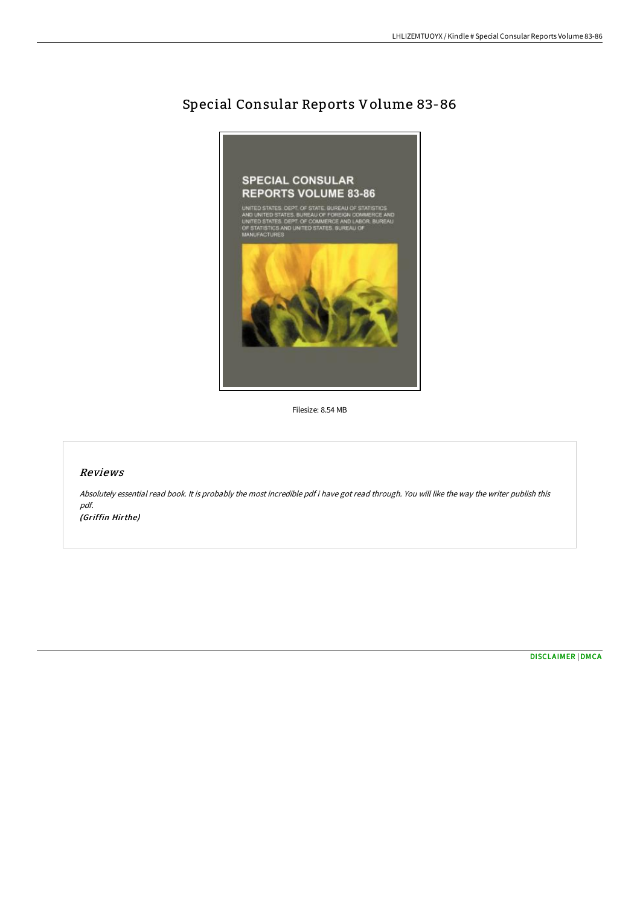# Special Consular Reports Volume 83-86

Filesize: 8.54 MB

## *Reviews*

*Absolutely essential read book. It is probably the most incredible pdf i have got read through. You will like the way the writer publish this pdf.*

*(Griffin Hirthe)*

DISCLAIMER | DMCA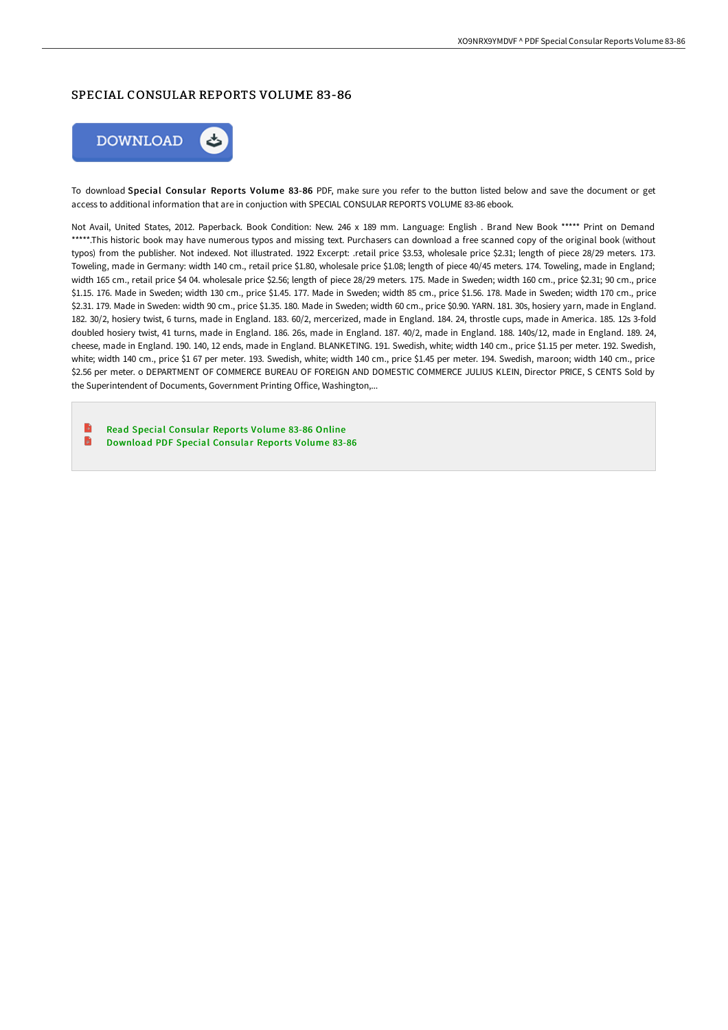# SPECIAL CONSULAR REPORTS VOLUME 83-86

To download **Special Consular Reports Volume 83-86** PDF, make sure you refer to the button listed below and save the document or get access to additional information that are in conjuction with SPECIAL CONSULAR REPORTS VOLUME 83-86 ebook.

Not Avail, United States, 2012. Paperback. Book Condition: New. 246 x 189 mm. Language: English . Brand New Book ***** Print on Demand *****.This historic book may have numerous typos and missing text. Purchasers can download a free scanned copy of the original book (without typos) from the publisher. Not indexed. Not illustrated. 1922 Excerpt: .retail price $3.53, wholesale price $2.31; length of piece 28/29 meters. 173. Toweling, made in Germany: width 140 cm., retail price $1.80, wholesale price $1.08; length of piece 40/45 meters. 174. Toweling, made in England; width 165 cm., retail price $4 04. wholesale price $2.56; length of piece 28/29 meters. 175. Made in Sweden; width 160 cm., price $2.31; 90 cm., price $1.15. 176. Made in Sweden; width 130 cm., price $1.45. 177. Made in Sweden; width 85 cm., price $1.56. 178. Made in Sweden; width 170 cm., price $2.31. 179. Made in Sweden: width 90 cm., price $1.35. 180. Made in Sweden; width 60 cm., price $0.90. YARN. 181. 30s, hosiery yarn, made in England. 182. 30/2, hosiery twist, 6 turns, made in England. 183. 60/2, mercerized, made in England. 184. 24, throstle cups, made in America. 185. 12s 3-fold doubled hosiery twist, 41 turns, made in England. 186. 26s, made in England. 187. 40/2, made in England. 188. 140s/12, made in England. 189. 24, cheese, made in England. 190. 140, 12 ends, made in England. BLANKETING. 191. Swedish, white; width 140 cm., price $1.15 per meter. 192. Swedish, white; width 140 cm., price $1 67 per meter. 193. Swedish, white; width 140 cm., price $1.45 per meter. 194. Swedish, maroon; width 140 cm., price $2.56 per meter. o DEPARTMENT OF COMMERCE BUREAU OF FOREIGN AND DOMESTIC COMMERCE JULIUS KLEIN, Director PRICE, S CENTS Sold by the Superintendent of Documents, Government Printing Office, Washington,...

- Read Special Consular Reports Volume 83-86 Online
- Download PDF Special Consular Reports Volume 83-86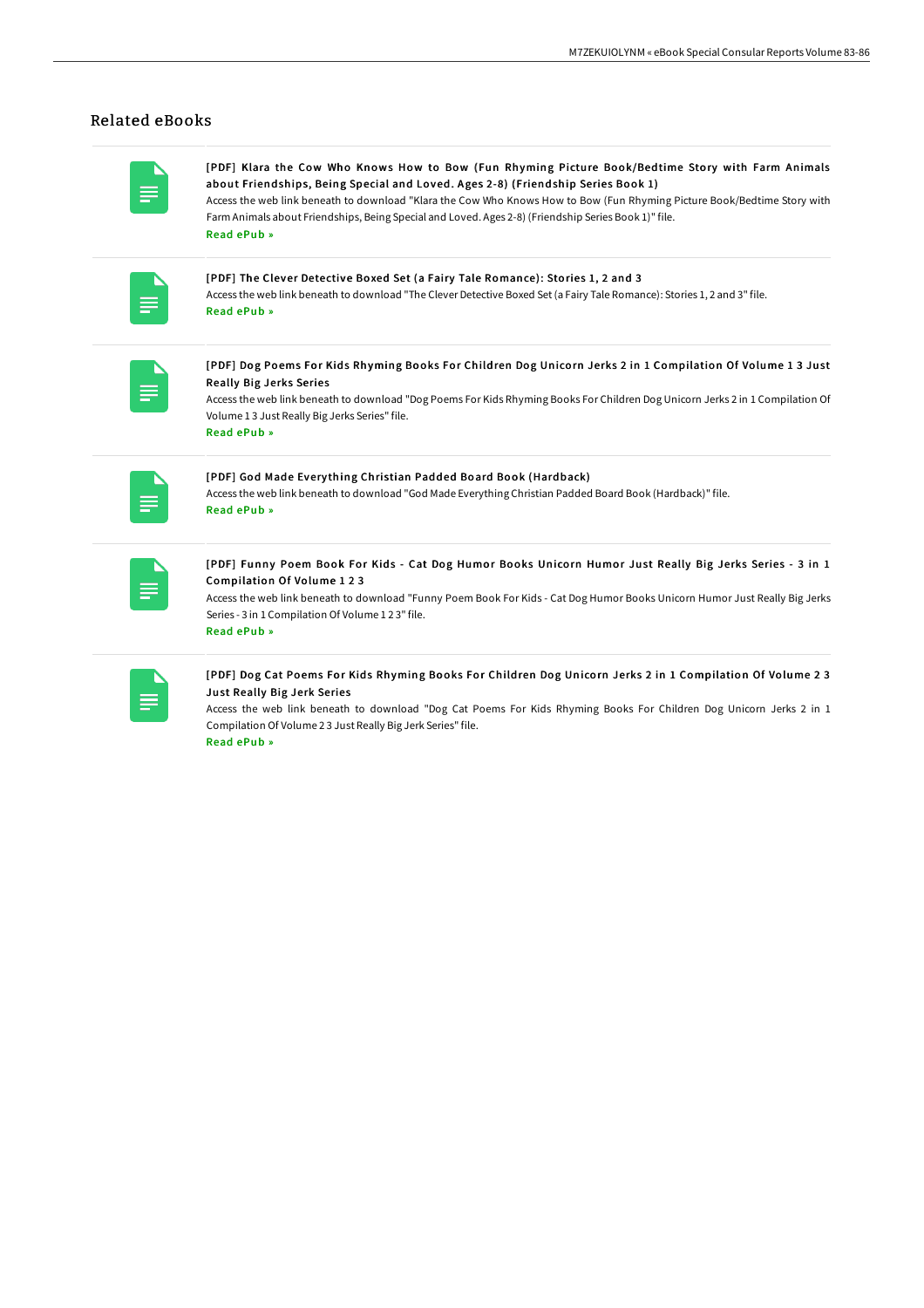## Related eBooks

[PDF] Klara the Cow Who Knows How to Bow (Fun Rhyming Picture Book/Bedtime Story with Farm Animals about Friendships, Being Special and Loved. Ages 2-8) (Friendship Series Book 1)

Access the web link beneath to download "Klara the Cow Who Knows How to Bow (Fun Rhyming Picture Book/Bedtime Story with Farm Animals about Friendships, Being Special and Loved. Ages 2-8) (Friendship Series Book 1)" file.

Read ePub »

[PDF] The Clever Detective Boxed Set (a Fairy Tale Romance): Stories 1, 2 and 3

Access the web link beneath to download "The Clever Detective Boxed Set (a Fairy Tale Romance): Stories 1, 2 and 3" file.

Read ePub »

[PDF] Dog Poems For Kids Rhyming Books For Children Dog Unicorn Jerks 2 in 1 Compilation Of Volume 1 3 Just Really Big Jerks Series

Access the web link beneath to download "Dog Poems For Kids Rhyming Books For Children Dog Unicorn Jerks 2 in 1 Compilation Of Volume 1 3 Just Really Big Jerks Series" file.

Read ePub »

[PDF] God Made Everything Christian Padded Board Book (Hardback)

Access the web link beneath to download "God Made Everything Christian Padded Board Book (Hardback)" file.

Read ePub »

[PDF] Funny Poem Book For Kids - Cat Dog Humor Books Unicorn Humor Just Really Big Jerks Series - 3 in 1 Compilation Of Volume 1 2 3

Access the web link beneath to download "Funny Poem Book For Kids - Cat Dog Humor Books Unicorn Humor Just Really Big Jerks Series - 3 in 1 Compilation Of Volume 1 2 3" file.

Read ePub »

[PDF] Dog Cat Poems For Kids Rhyming Books For Children Dog Unicorn Jerks 2 in 1 Compilation Of Volume 2 3 Just Really Big Jerk Series

Access the web link beneath to download "Dog Cat Poems For Kids Rhyming Books For Children Dog Unicorn Jerks 2 in 1 Compilation Of Volume 2 3 Just Really Big Jerk Series" file.

Read ePub »